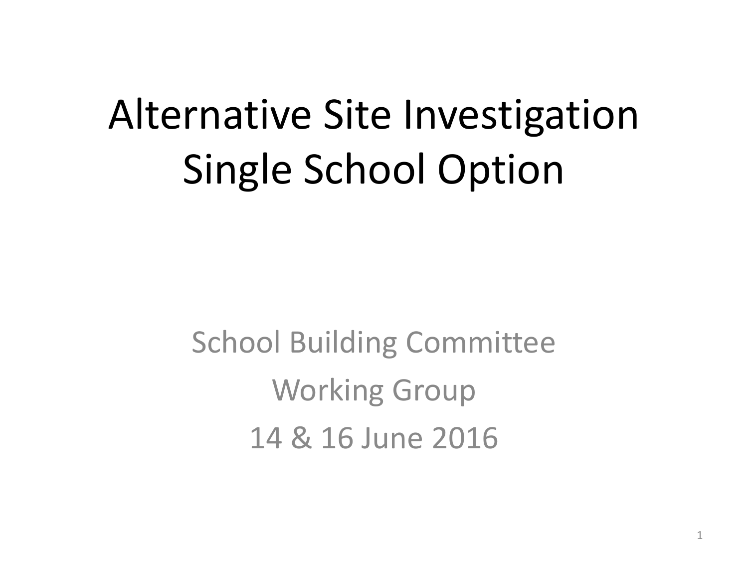# Alternative Site Investigation
# Single School Option

School Building Committee

Working Group

14 & 16 June 2016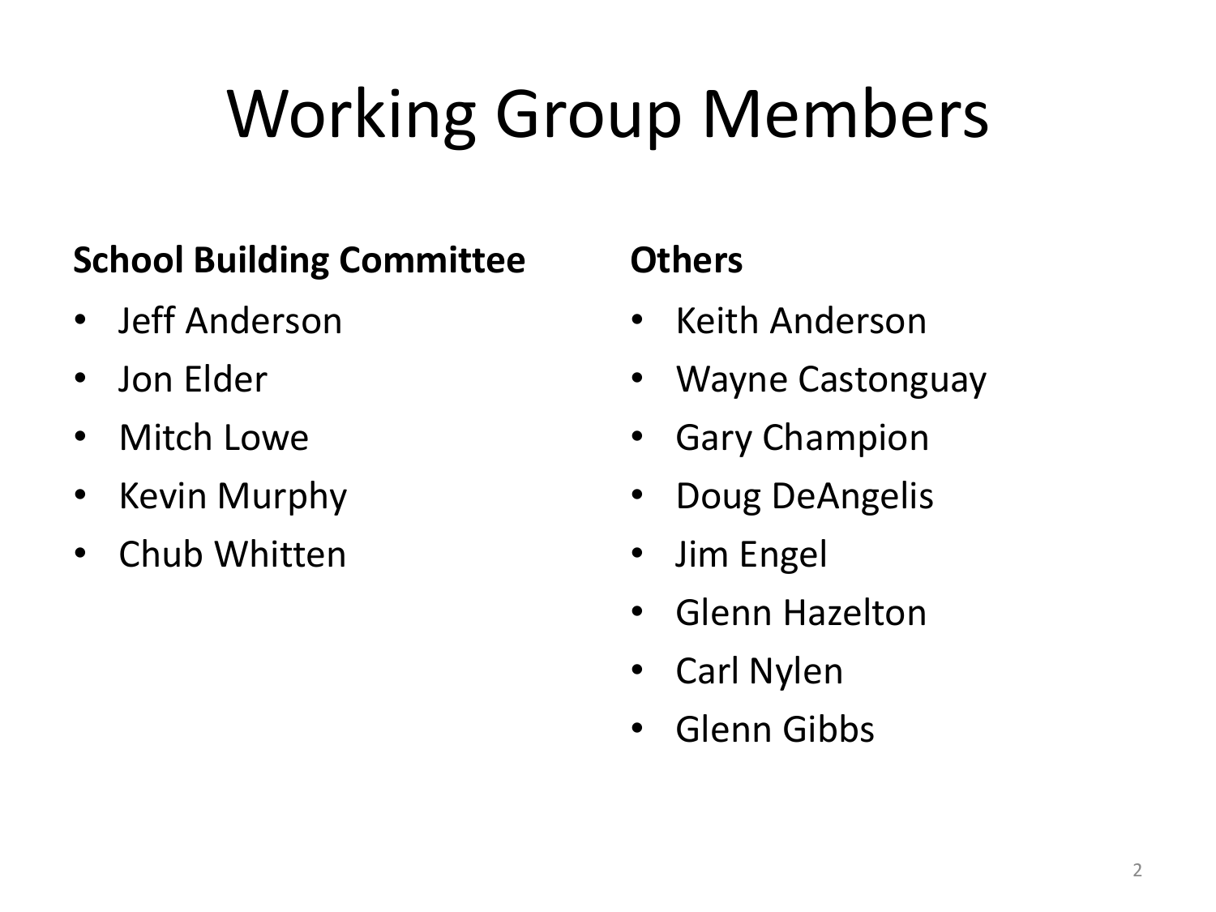# Working Group Members

**School Building Committee**

- Jeff Anderson
- Jon Elder
- Mitch Lowe
- Kevin Murphy
- Chub Whitten

**Others**

- Keith Anderson
- Wayne Castonguay
- Gary Champion
- Doug DeAngelis
- Jim Engel
- Glenn Hazelton
- Carl Nylen
- Glenn Gibbs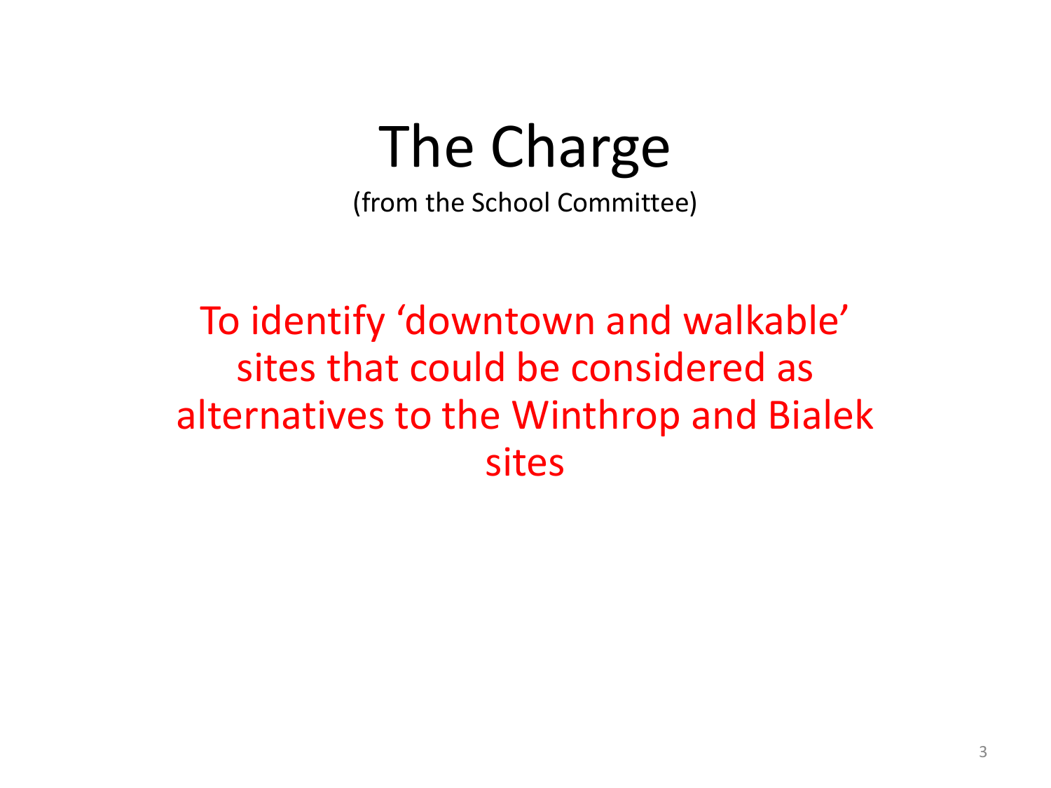# The Charge

(from the School Committee)

To identify ‘downtown and walkable’ sites that could be considered as alternatives to the Winthrop and Bialek sites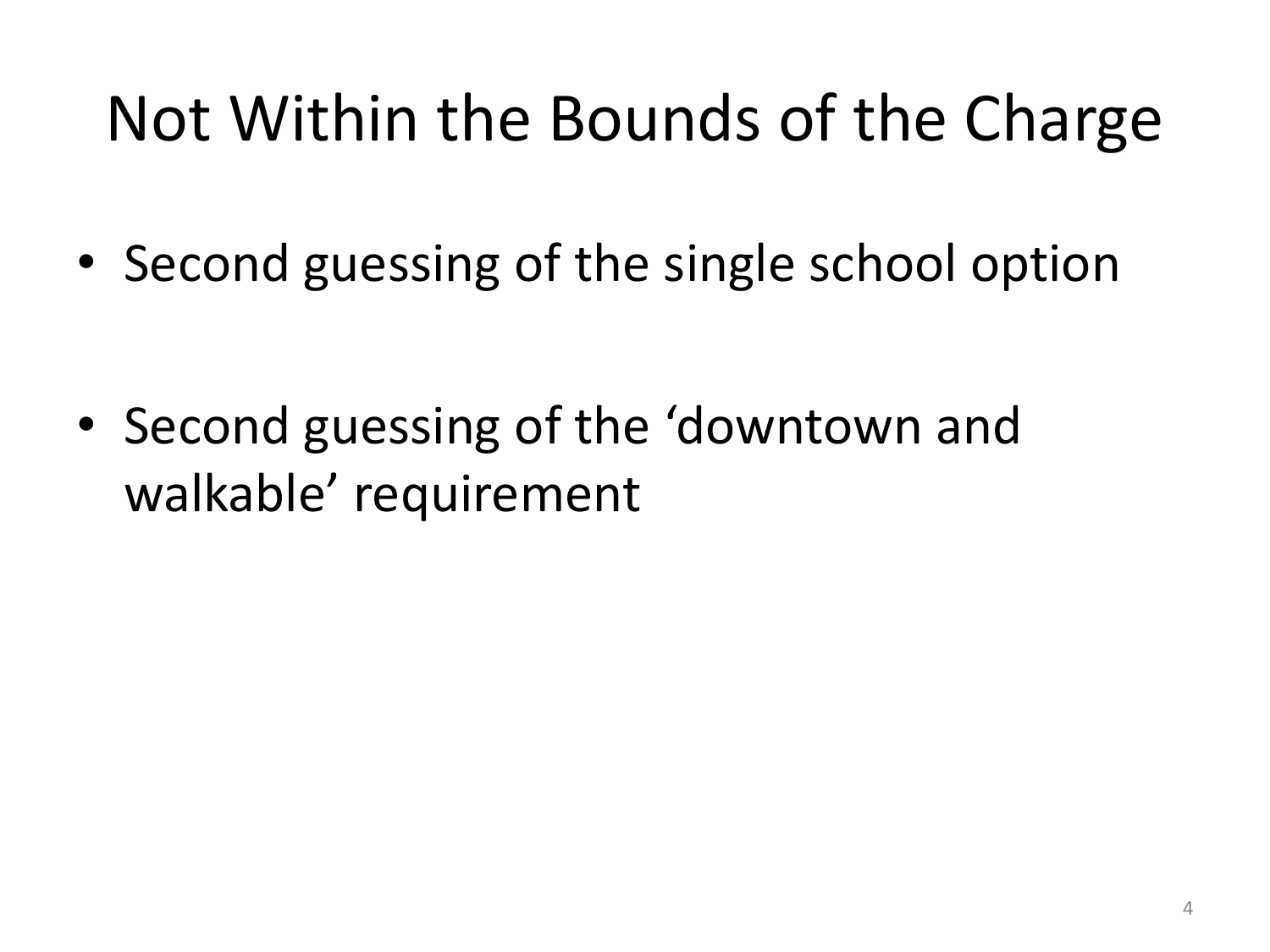# Not Within the Bounds of the Charge

- Second guessing of the single school option
- Second guessing of the ‘downtown and walkable’ requirement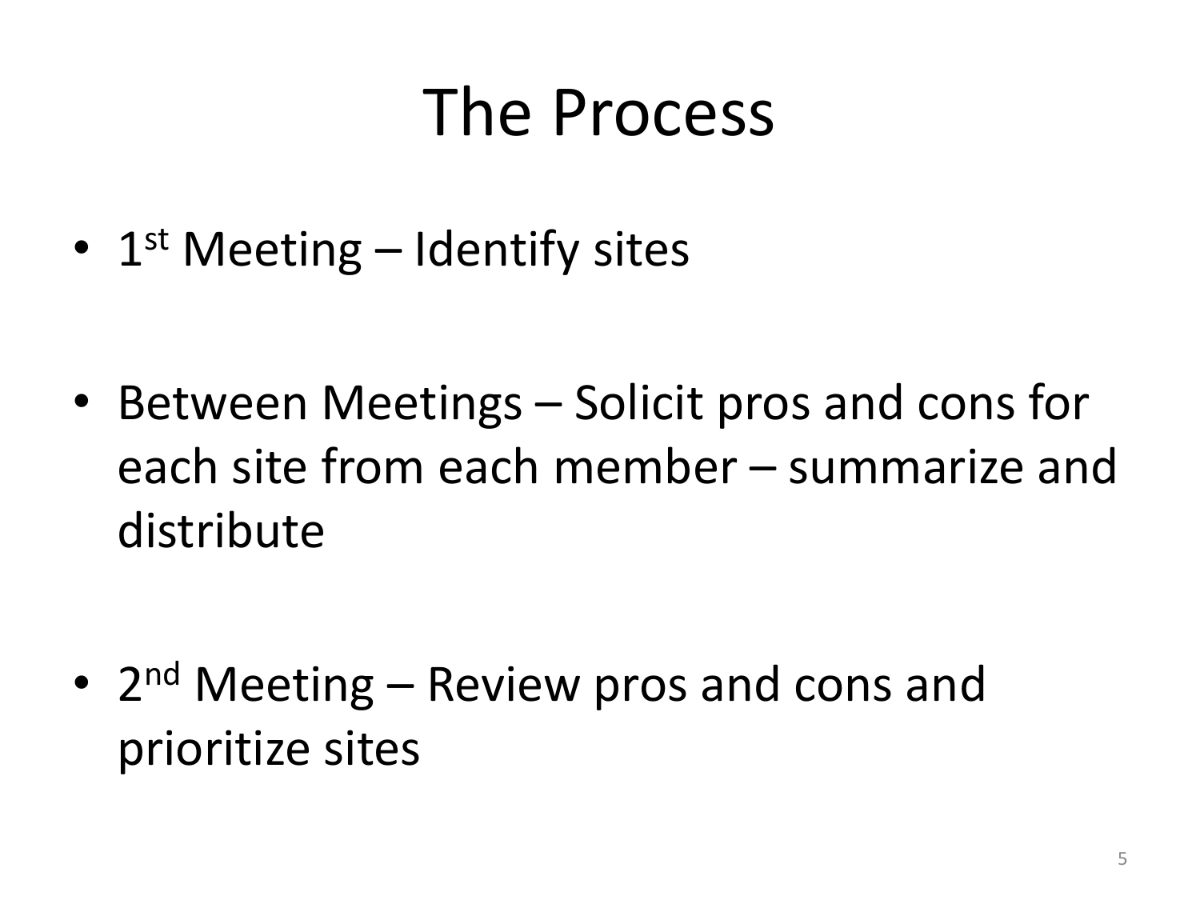# The Process

- 1st Meeting – Identify sites

- Between Meetings – Solicit pros and cons for each site from each member – summarize and distribute

- 2nd Meeting – Review pros and cons and prioritize sites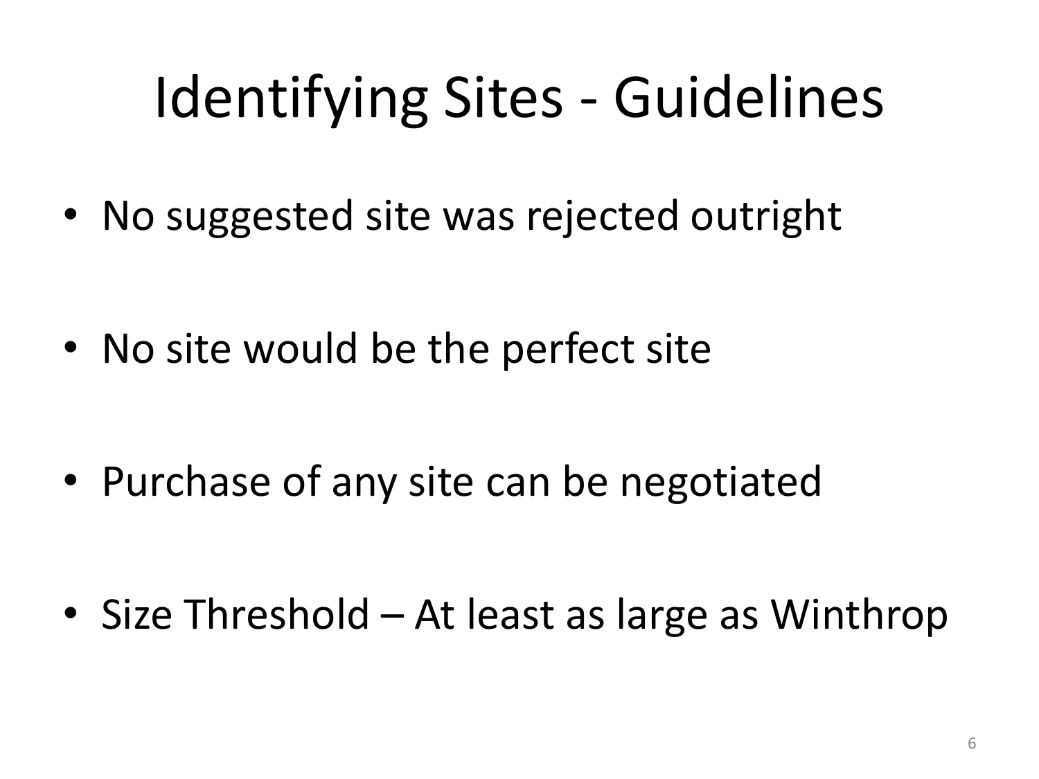# Identifying Sites - Guidelines

- No suggested site was rejected outright
- No site would be the perfect site
- Purchase of any site can be negotiated
- Size Threshold – At least as large as Winthrop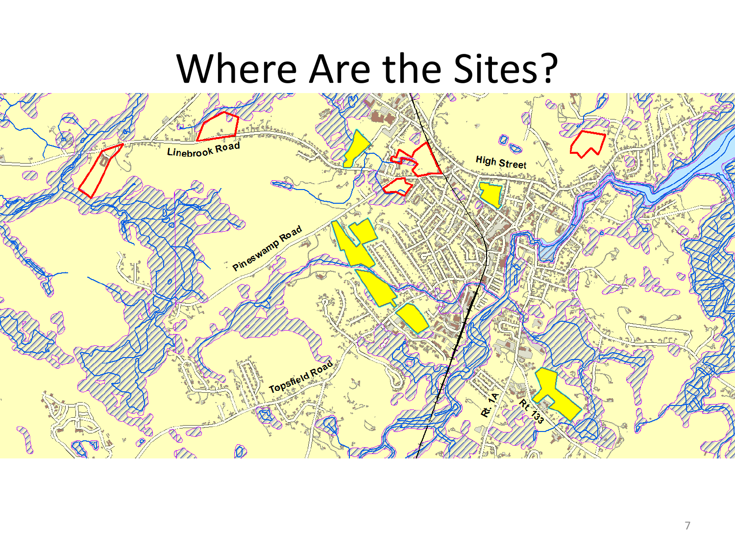# Where Are the Sites?

Linebrook Road

High Street

Pineswamp Road

Topsfield Road

Rt. 1A

Rt. 133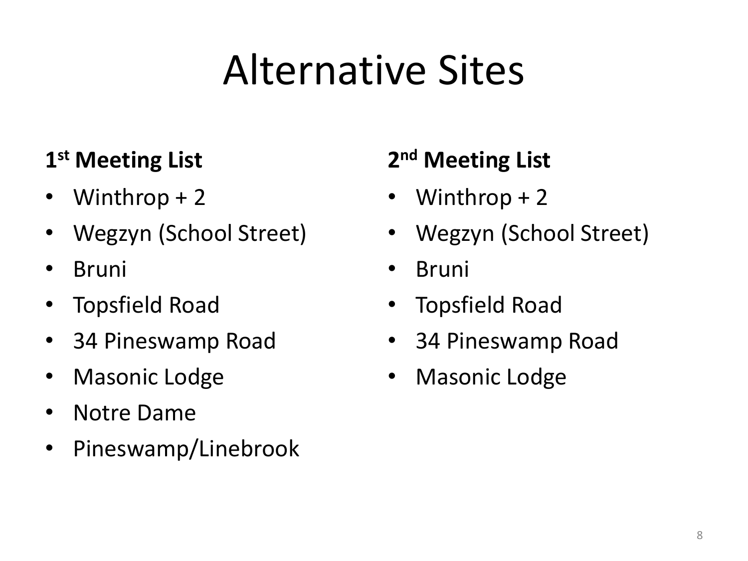# Alternative Sites

**1st Meeting List**

- Winthrop + 2
- Wegzyn (School Street)
- Bruni
- Topsfield Road
- 34 Pineswamp Road
- Masonic Lodge
- Notre Dame
- Pineswamp/Linebrook

**2nd Meeting List**

- Winthrop + 2
- Wegzyn (School Street)
- Bruni
- Topsfield Road
- 34 Pineswamp Road
- Masonic Lodge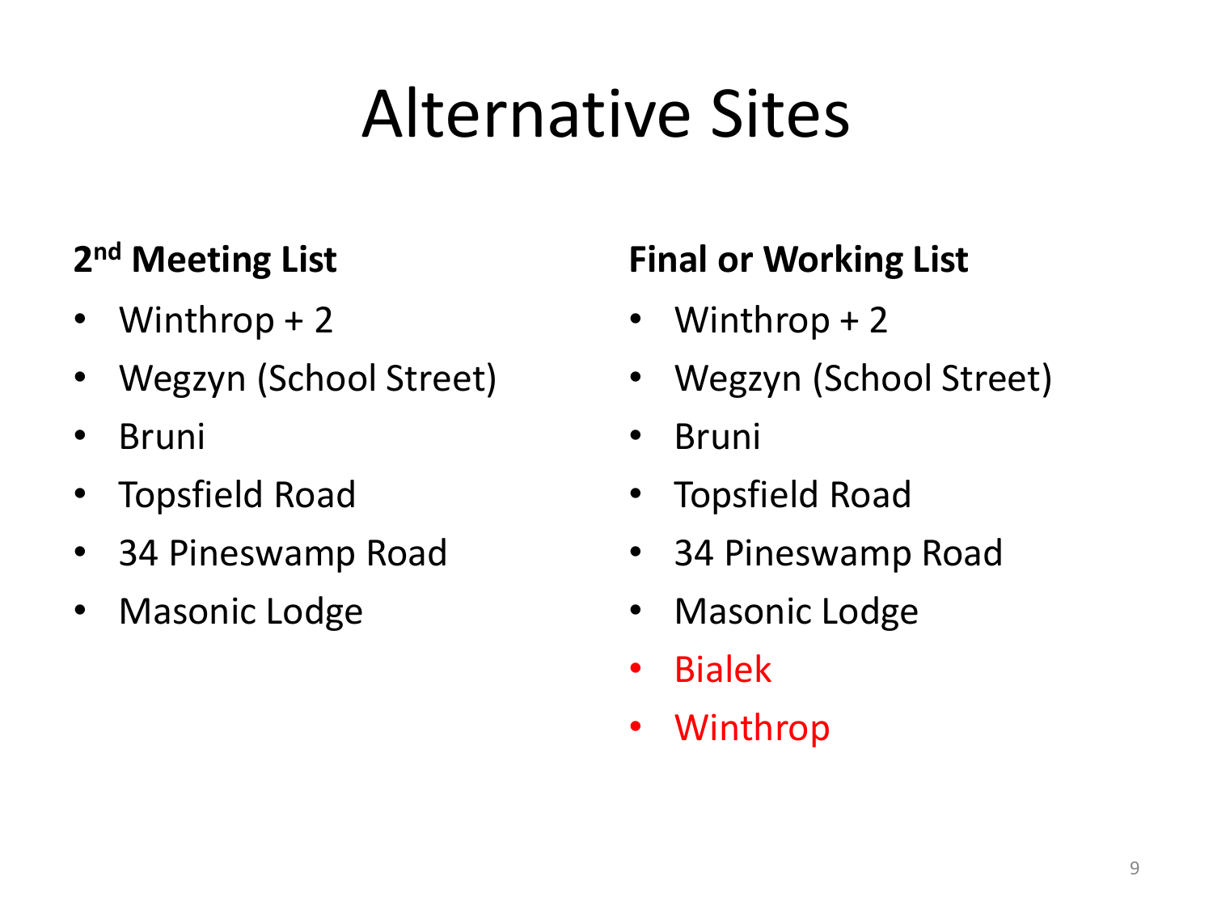# Alternative Sites

**2nd Meeting List**

- Winthrop + 2
- Wegzyn (School Street)
- Bruni
- Topsfield Road
- 34 Pineswamp Road
- Masonic Lodge

**Final or Working List**

- Winthrop + 2
- Wegzyn (School Street)
- Bruni
- Topsfield Road
- 34 Pineswamp Road
- Masonic Lodge
- Bialek
- Winthrop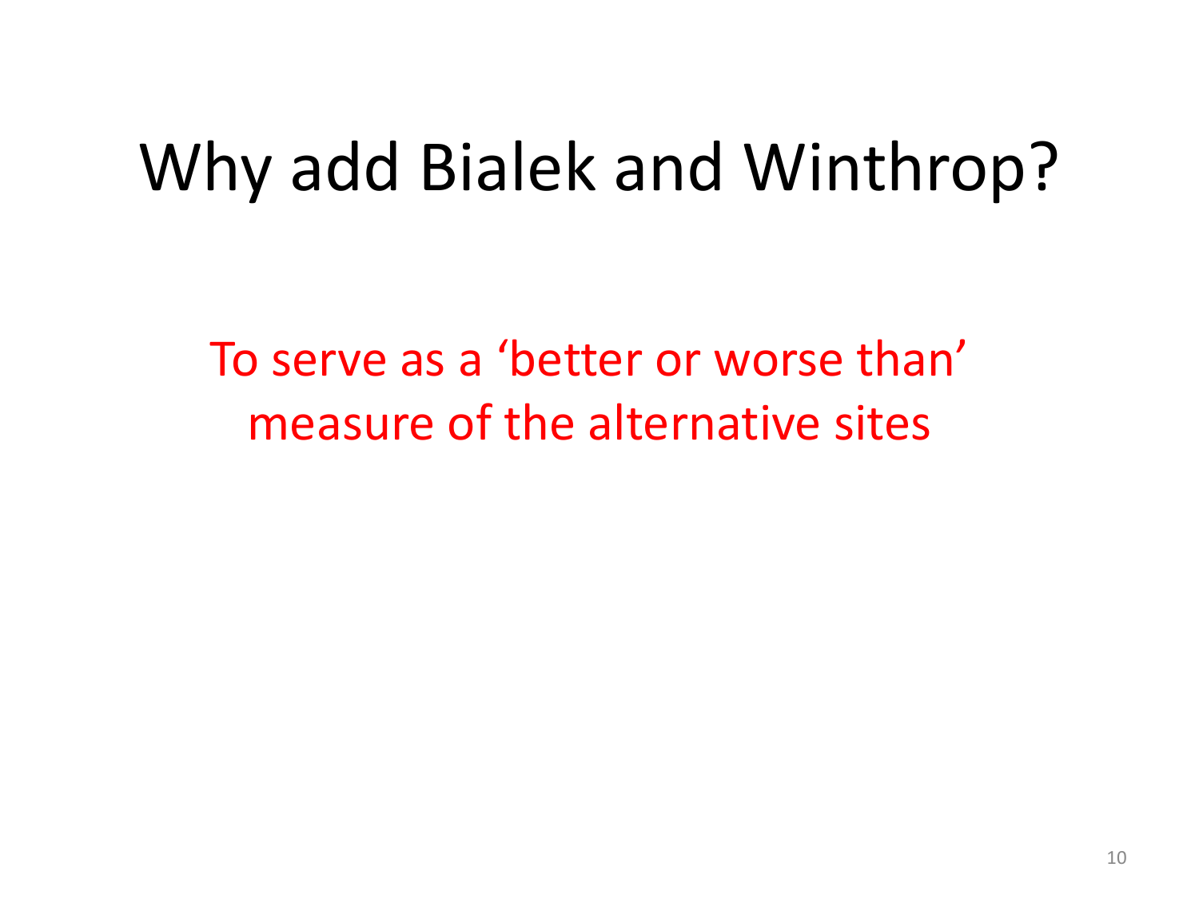# Why add Bialek and Winthrop?

To serve as a ‘better or worse than’ measure of the alternative sites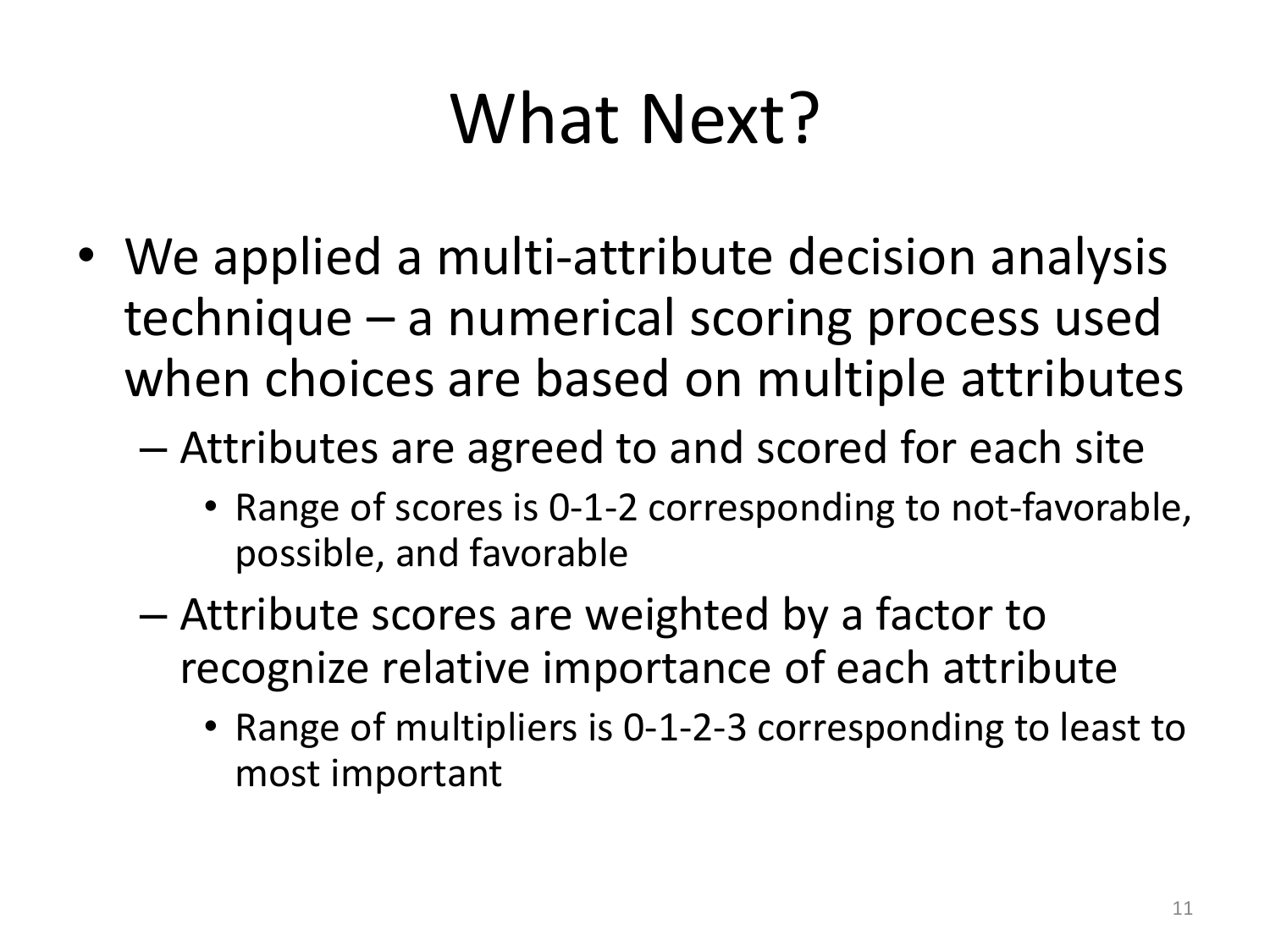# What Next?

- We applied a multi-attribute decision analysis technique – a numerical scoring process used when choices are based on multiple attributes
  - Attributes are agreed to and scored for each site
    - Range of scores is 0-1-2 corresponding to not-favorable, possible, and favorable
  - Attribute scores are weighted by a factor to recognize relative importance of each attribute
    - Range of multipliers is 0-1-2-3 corresponding to least to most important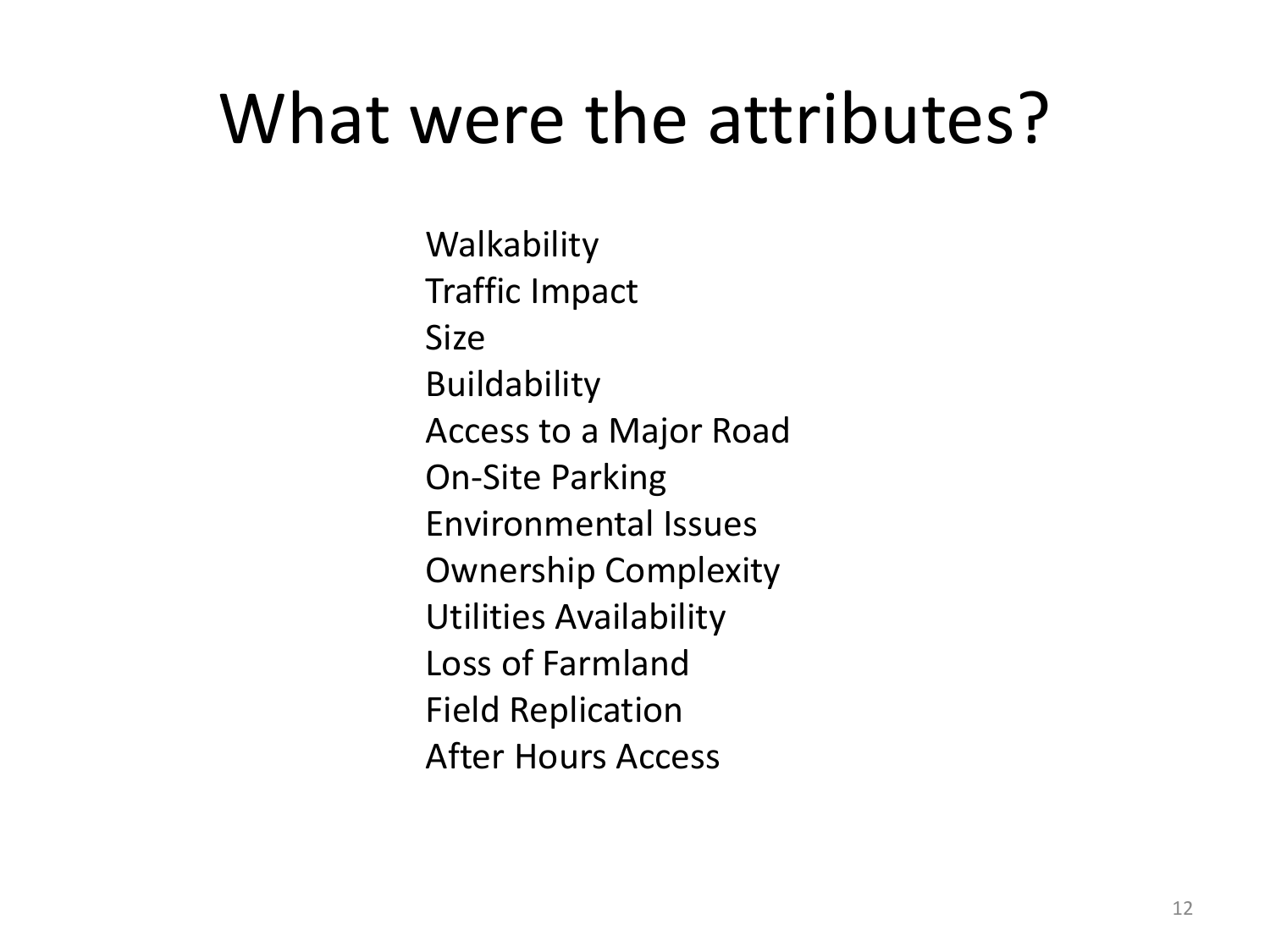# What were the attributes?

Walkability
Traffic Impact
Size
Buildability
Access to a Major Road
On-Site Parking
Environmental Issues
Ownership Complexity
Utilities Availability
Loss of Farmland
Field Replication
After Hours Access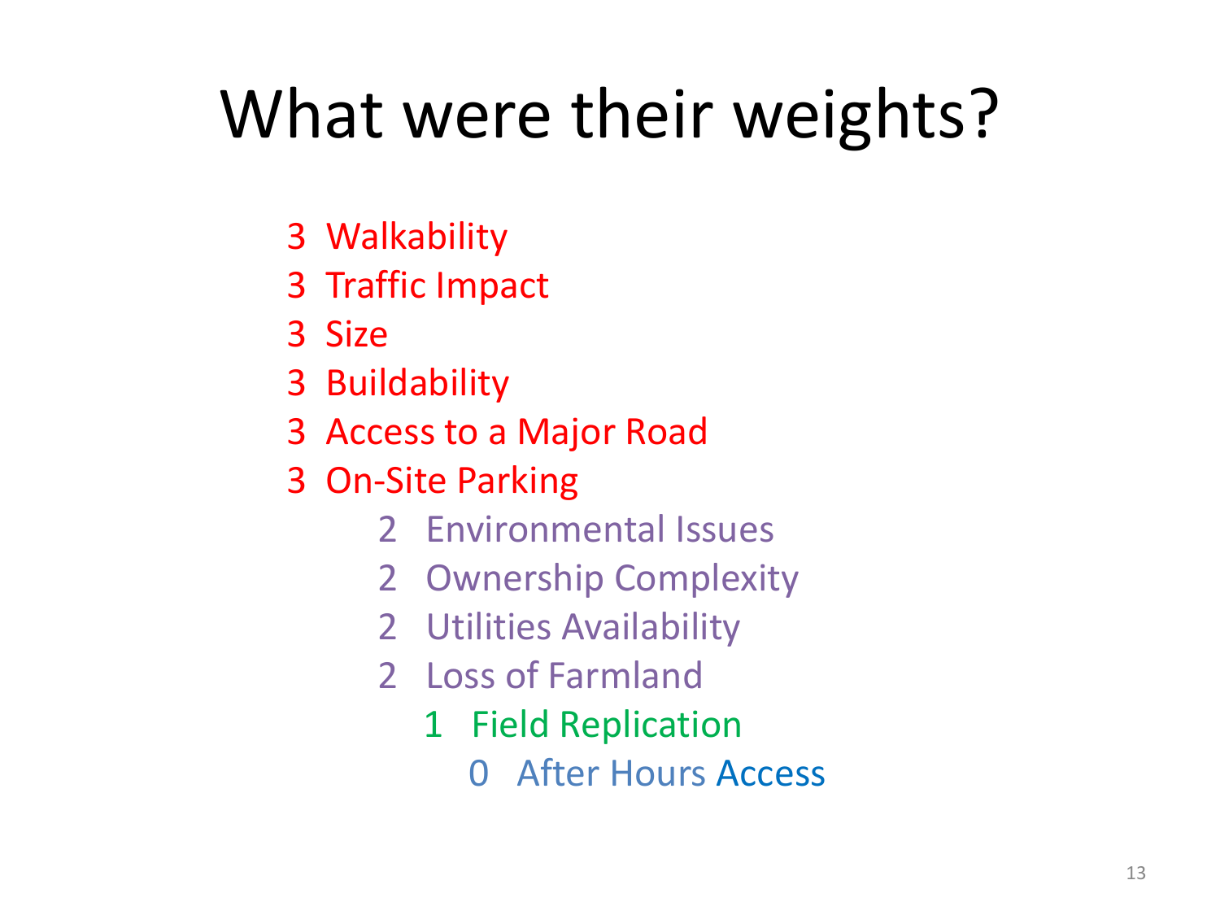# What were their weights?

- 3 Walkability
- 3 Traffic Impact
- 3 Size
- 3 Buildability
- 3 Access to a Major Road
- 3 On-Site Parking
    - 2 Environmental Issues
    - 2 Ownership Complexity
    - 2 Utilities Availability
    - 2 Loss of Farmland
        - 1 Field Replication
            - 0 After Hours Access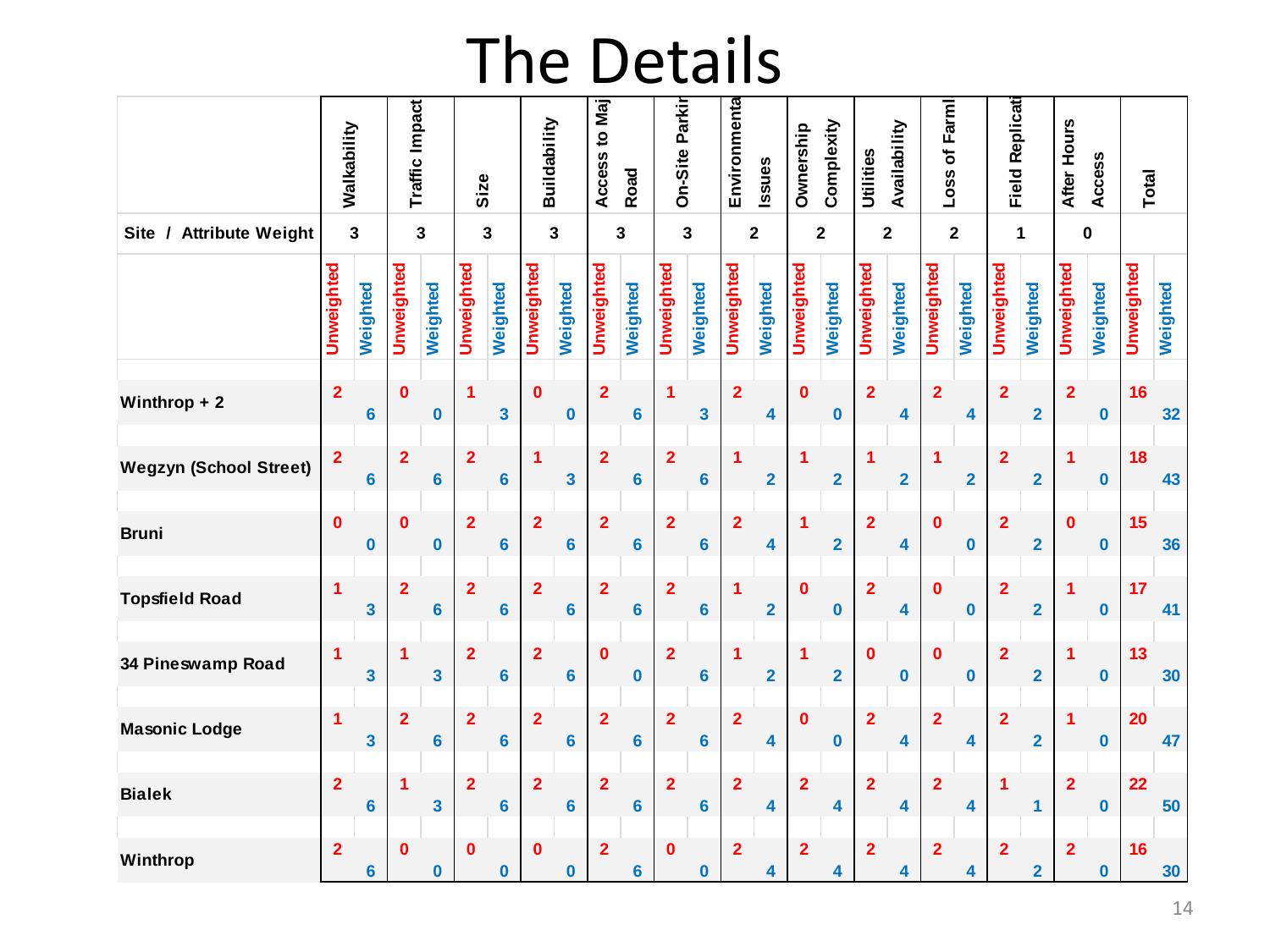# The Details

| Site / Attribute Weight | Walkability | | Traffic Impact | | Size | | Buildability | | Access to Maj Road | | On-Site Parkir | | Environmenta Issues | | Ownership Complexity | | Utilities Availability | | Loss of Farml | | Field Replicati | | After Hours Access | | Total | |
|---|---|---|---|---|---|---|---|---|---|---|---|---|---|---|---|---|---|---|---|---|---|---|---|---|---|---|
| | 3 | | 3 | | 3 | | 3 | | 3 | | 3 | | 2 | | 2 | | 2 | | 2 | | 1 | | 0 | | | |
| | Unweighted | Weighted | Unweighted | Weighted | Unweighted | Weighted | Unweighted | Weighted | Unweighted | Weighted | Unweighted | Weighted | Unweighted | Weighted | Unweighted | Weighted | Unweighted | Weighted | Unweighted | Weighted | Unweighted | Weighted | Unweighted | Weighted | Unweighted | Weighted |
| Winthrop + 2 | 2 | 6 | 0 | 0 | 1 | 3 | 0 | 0 | 2 | 6 | 1 | 3 | 2 | 4 | 0 | 0 | 2 | 4 | 2 | 4 | 2 | 2 | 2 | 0 | 16 | 32 |
| Wegzyn (School Street) | 2 | 6 | 2 | 6 | 2 | 6 | 1 | 3 | 2 | 6 | 2 | 6 | 1 | 2 | 1 | 2 | 1 | 2 | 1 | 2 | 2 | 2 | 1 | 0 | 18 | 43 |
| Bruni | 0 | 0 | 0 | 0 | 2 | 6 | 2 | 6 | 2 | 6 | 2 | 6 | 2 | 4 | 1 | 2 | 2 | 4 | 0 | 0 | 2 | 2 | 0 | 0 | 15 | 36 |
| Topsfield Road | 1 | 3 | 2 | 6 | 2 | 6 | 2 | 6 | 2 | 6 | 2 | 6 | 1 | 2 | 0 | 0 | 2 | 4 | 0 | 0 | 2 | 2 | 1 | 0 | 17 | 41 |
| 34 Pineswamp Road | 1 | 3 | 1 | 3 | 2 | 6 | 2 | 6 | 0 | 0 | 2 | 6 | 1 | 2 | 1 | 2 | 0 | 0 | 0 | 0 | 2 | 2 | 1 | 0 | 13 | 30 |
| Masonic Lodge | 1 | 3 | 2 | 6 | 2 | 6 | 2 | 6 | 2 | 6 | 2 | 6 | 2 | 4 | 0 | 0 | 2 | 4 | 2 | 4 | 2 | 2 | 1 | 0 | 20 | 47 |
| Bialek | 2 | 6 | 1 | 3 | 2 | 6 | 2 | 6 | 2 | 6 | 2 | 6 | 2 | 4 | 2 | 4 | 2 | 4 | 2 | 4 | 1 | 1 | 2 | 0 | 22 | 50 |
| Winthrop | 2 | 6 | 0 | 0 | 0 | 0 | 0 | 0 | 2 | 6 | 0 | 0 | 2 | 4 | 2 | 4 | 2 | 4 | 2 | 4 | 2 | 2 | 2 | 0 | 16 | 30 |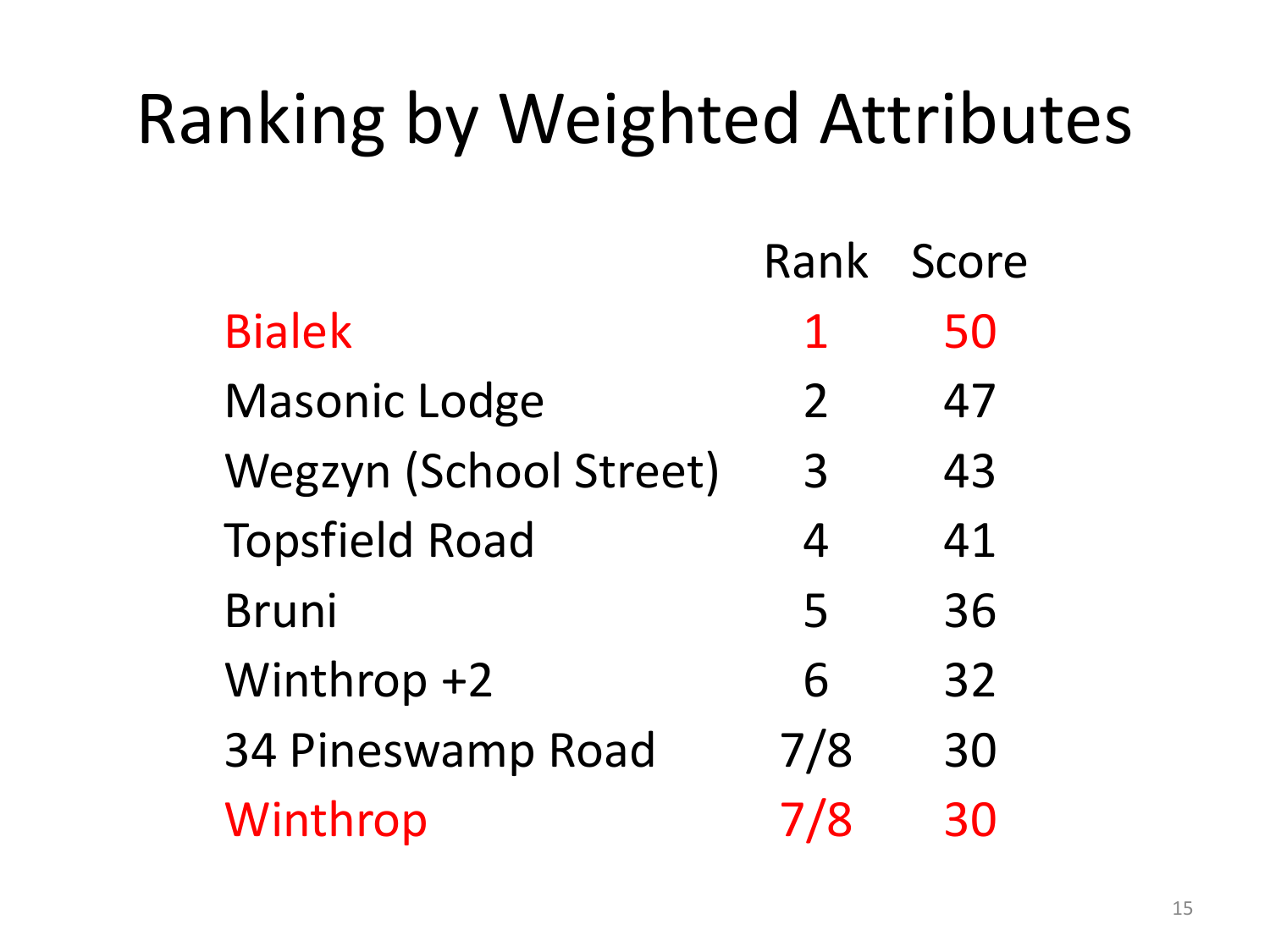# Ranking by Weighted Attributes

| | Rank | Score |
|---|---|---|
| Bialek | 1 | 50 |
| Masonic Lodge | 2 | 47 |
| Wegzyn (School Street) | 3 | 43 |
| Topsfield Road | 4 | 41 |
| Bruni | 5 | 36 |
| Winthrop +2 | 6 | 32 |
| 34 Pineswamp Road | 7/8 | 30 |
| Winthrop | 7/8 | 30 |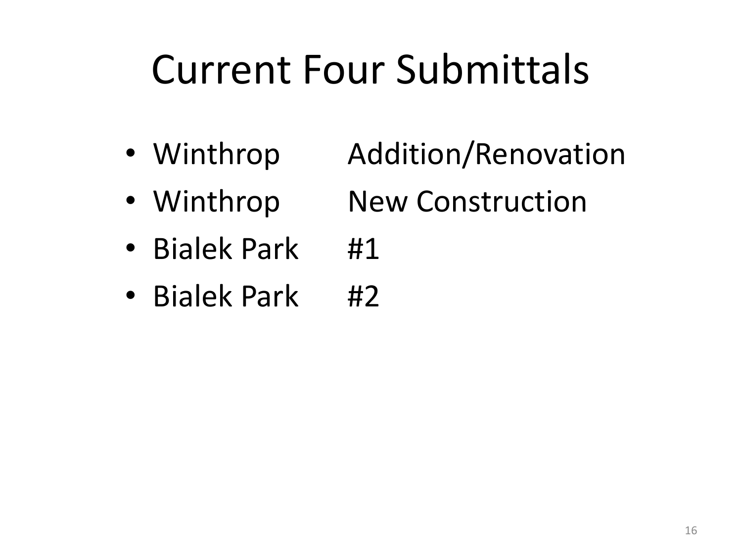# Current Four Submittals

- Winthrop Addition/Renovation
- Winthrop New Construction
- Bialek Park #1
- Bialek Park #2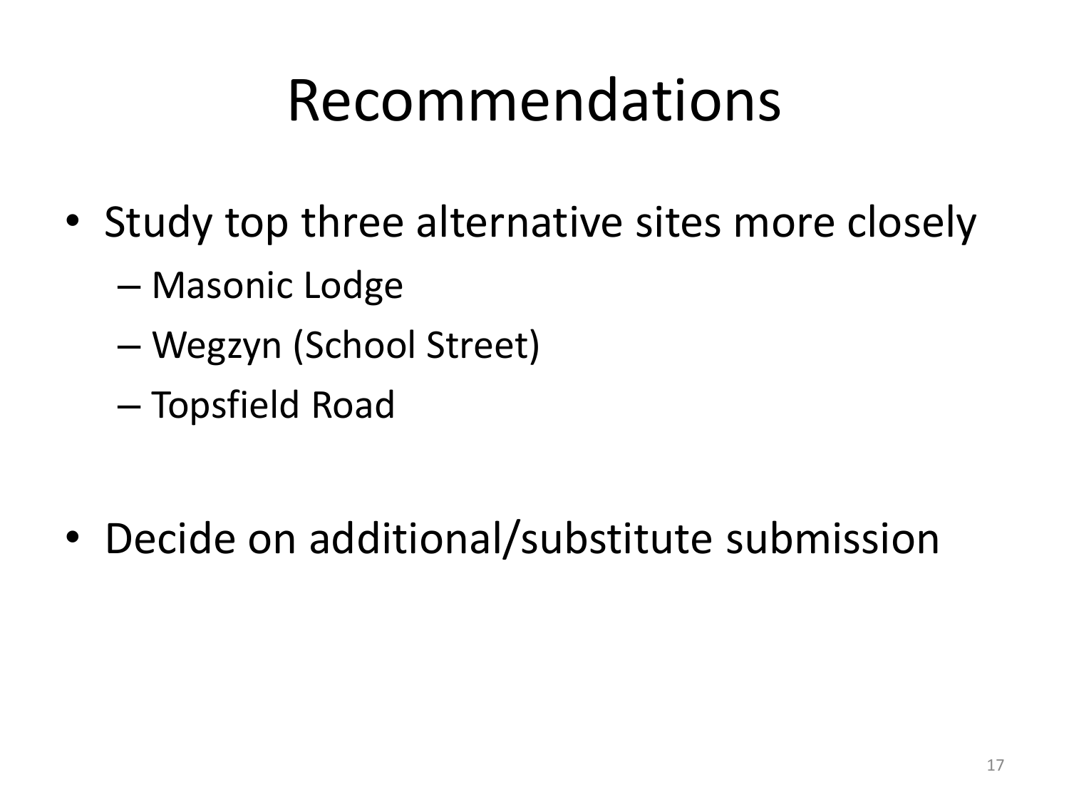# Recommendations

- Study top three alternative sites more closely
  - Masonic Lodge
  - Wegzyn (School Street)
  - Topsfield Road
- Decide on additional/substitute submission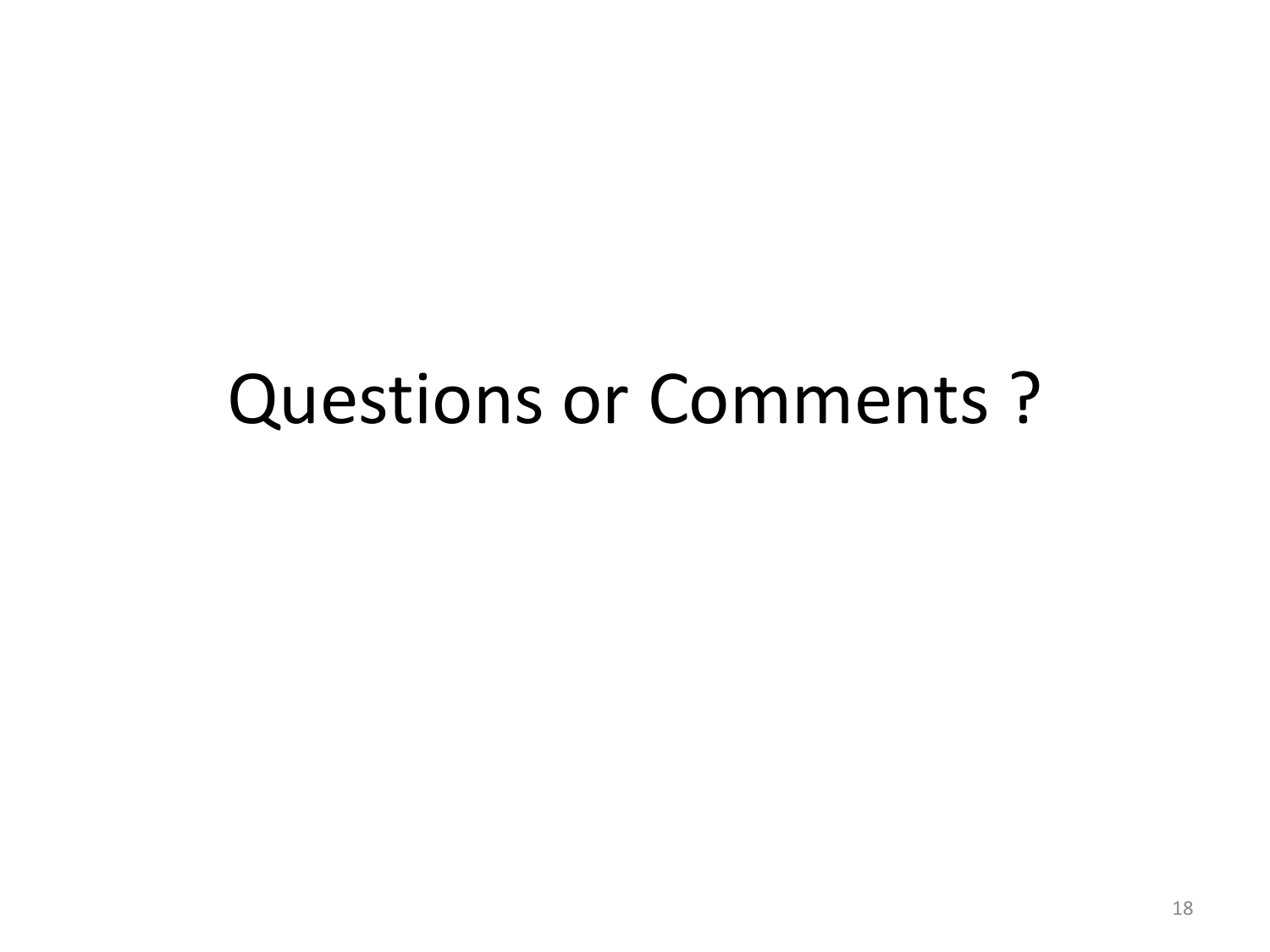# Questions or Comments ?